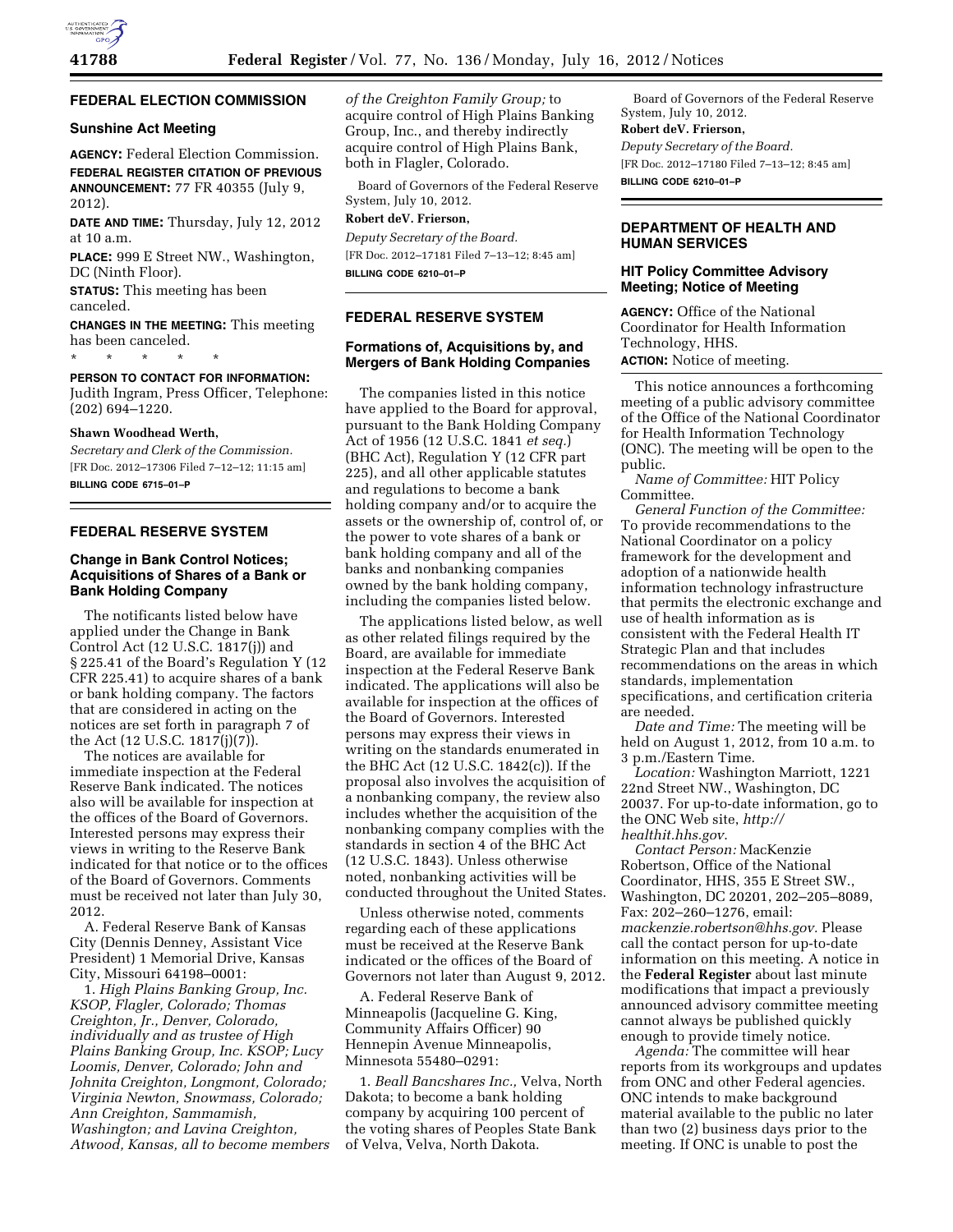## FEDERAL ELECTION COMMISSION

### Sunshine Act Meeting

**AGENCY:** Federal Election Commission.

**FEDERAL REGISTER CITATION OF PREVIOUS ANNOUNCEMENT:** 77 FR 40355 (July 9, 2012).

**DATE AND TIME:** Thursday, July 12, 2012 at 10 a.m.

**PLACE:** 999 E Street NW., Washington, DC (Ninth Floor).

**STATUS:** This meeting has been canceled.

**CHANGES IN THE MEETING:** This meeting has been canceled.

\* \* \* \* \*

**PERSON TO CONTACT FOR INFORMATION:** Judith Ingram, Press Officer, Telephone: (202) 694–1220.

**Shawn Woodhead Werth,**

*Secretary and Clerk of the Commission.*

[FR Doc. 2012–17306 Filed 7–12–12; 11:15 am]

**BILLING CODE 6715–01–P**

## FEDERAL RESERVE SYSTEM

### Change in Bank Control Notices; Acquisitions of Shares of a Bank or Bank Holding Company

The notificants listed below have applied under the Change in Bank Control Act (12 U.S.C. 1817(j)) and § 225.41 of the Board's Regulation Y (12 CFR 225.41) to acquire shares of a bank or bank holding company. The factors that are considered in acting on the notices are set forth in paragraph 7 of the Act (12 U.S.C. 1817(j)(7)).

The notices are available for immediate inspection at the Federal Reserve Bank indicated. The notices also will be available for inspection at the offices of the Board of Governors. Interested persons may express their views in writing to the Reserve Bank indicated for that notice or to the offices of the Board of Governors. Comments must be received not later than July 30, 2012.

A. Federal Reserve Bank of Kansas City (Dennis Denney, Assistant Vice President) 1 Memorial Drive, Kansas City, Missouri 64198–0001:

1. *High Plains Banking Group, Inc. KSOP, Flagler, Colorado; Thomas Creighton, Jr., Denver, Colorado, individually and as trustee of High Plains Banking Group, Inc. KSOP; Lucy Loomis, Denver, Colorado; John and Johnita Creighton, Longmont, Colorado; Virginia Newton, Snowmass, Colorado; Ann Creighton, Sammamish, Washington; and Lavina Creighton, Atwood, Kansas, all to become members of the Creighton Family Group;* to acquire control of High Plains Banking Group, Inc., and thereby indirectly acquire control of High Plains Bank, both in Flagler, Colorado.

Board of Governors of the Federal Reserve System, July 10, 2012.

**Robert deV. Frierson,**

*Deputy Secretary of the Board.*

[FR Doc. 2012–17181 Filed 7–13–12; 8:45 am]

**BILLING CODE 6210–01–P**

## FEDERAL RESERVE SYSTEM

### Formations of, Acquisitions by, and Mergers of Bank Holding Companies

The companies listed in this notice have applied to the Board for approval, pursuant to the Bank Holding Company Act of 1956 (12 U.S.C. 1841 *et seq.*) (BHC Act), Regulation Y (12 CFR part 225), and all other applicable statutes and regulations to become a bank holding company and/or to acquire the assets or the ownership of, control of, or the power to vote shares of a bank or bank holding company and all of the banks and nonbanking companies owned by the bank holding company, including the companies listed below.

The applications listed below, as well as other related filings required by the Board, are available for immediate inspection at the Federal Reserve Bank indicated. The applications will also be available for inspection at the offices of the Board of Governors. Interested persons may express their views in writing on the standards enumerated in the BHC Act (12 U.S.C. 1842(c)). If the proposal also involves the acquisition of a nonbanking company, the review also includes whether the acquisition of the nonbanking company complies with the standards in section 4 of the BHC Act (12 U.S.C. 1843). Unless otherwise noted, nonbanking activities will be conducted throughout the United States.

Unless otherwise noted, comments regarding each of these applications must be received at the Reserve Bank indicated or the offices of the Board of Governors not later than August 9, 2012.

A. Federal Reserve Bank of Minneapolis (Jacqueline G. King, Community Affairs Officer) 90 Hennepin Avenue Minneapolis, Minnesota 55480–0291:

1. *Beall Bancshares Inc.,* Velva, North Dakota; to become a bank holding company by acquiring 100 percent of the voting shares of Peoples State Bank of Velva, Velva, North Dakota.

Board of Governors of the Federal Reserve System, July 10, 2012.

**Robert deV. Frierson,**

*Deputy Secretary of the Board.*

[FR Doc. 2012–17180 Filed 7–13–12; 8:45 am]

**BILLING CODE 6210–01–P**

## DEPARTMENT OF HEALTH AND HUMAN SERVICES

### HIT Policy Committee Advisory Meeting; Notice of Meeting

**AGENCY:** Office of the National Coordinator for Health Information Technology, HHS.

**ACTION:** Notice of meeting.

This notice announces a forthcoming meeting of a public advisory committee of the Office of the National Coordinator for Health Information Technology (ONC). The meeting will be open to the public.

*Name of Committee:* HIT Policy Committee.

*General Function of the Committee:* To provide recommendations to the National Coordinator on a policy framework for the development and adoption of a nationwide health information technology infrastructure that permits the electronic exchange and use of health information as is consistent with the Federal Health IT Strategic Plan and that includes recommendations on the areas in which standards, implementation specifications, and certification criteria are needed.

*Date and Time:* The meeting will be held on August 1, 2012, from 10 a.m. to 3 p.m./Eastern Time.

*Location:* Washington Marriott, 1221 22nd Street NW., Washington, DC 20037. For up-to-date information, go to the ONC Web site, *http://healthit.hhs.gov*.

*Contact Person:* MacKenzie Robertson, Office of the National Coordinator, HHS, 355 E Street SW., Washington, DC 20201, 202–205–8089, Fax: 202–260–1276, email: *mackenzie.robertson@hhs.gov.* Please call the contact person for up-to-date information on this meeting. A notice in the **Federal Register** about last minute modifications that impact a previously announced advisory committee meeting cannot always be published quickly enough to provide timely notice.

*Agenda:* The committee will hear reports from its workgroups and updates from ONC and other Federal agencies. ONC intends to make background material available to the public no later than two (2) business days prior to the meeting. If ONC is unable to post the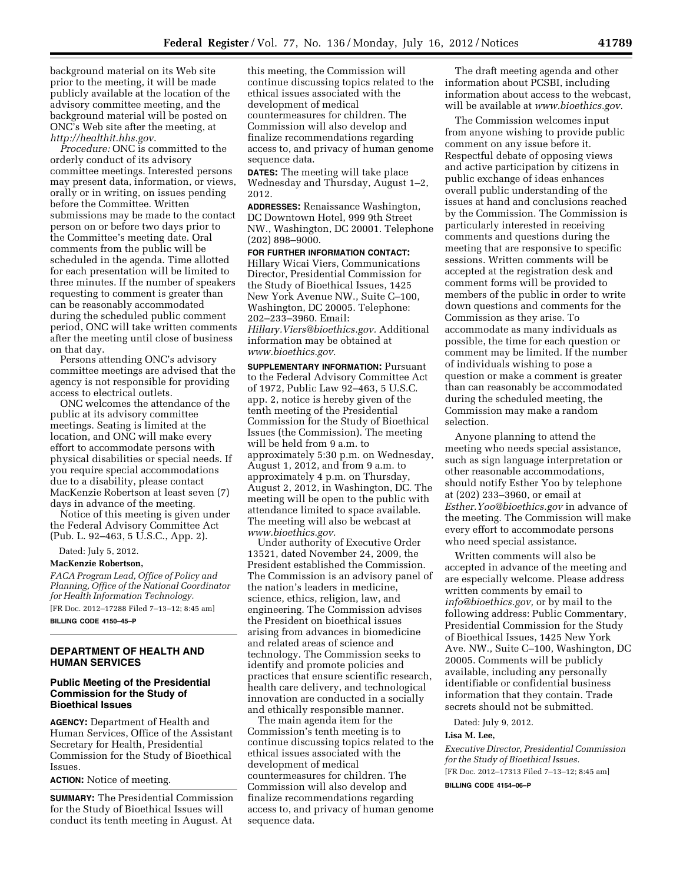background material on its Web site prior to the meeting, it will be made publicly available at the location of the advisory committee meeting, and the background material will be posted on ONC's Web site after the meeting, at *http://healthit.hhs.gov*.

*Procedure:* ONC is committed to the orderly conduct of its advisory committee meetings. Interested persons may present data, information, or views, orally or in writing, on issues pending before the Committee. Written submissions may be made to the contact person on or before two days prior to the Committee's meeting date. Oral comments from the public will be scheduled in the agenda. Time allotted for each presentation will be limited to three minutes. If the number of speakers requesting to comment is greater than can be reasonably accommodated during the scheduled public comment period, ONC will take written comments after the meeting until close of business on that day.

Persons attending ONC's advisory committee meetings are advised that the agency is not responsible for providing access to electrical outlets.

ONC welcomes the attendance of the public at its advisory committee meetings. Seating is limited at the location, and ONC will make every effort to accommodate persons with physical disabilities or special needs. If you require special accommodations due to a disability, please contact MacKenzie Robertson at least seven (7) days in advance of the meeting.

Notice of this meeting is given under the Federal Advisory Committee Act (Pub. L. 92–463, 5 U.S.C., App. 2).

Dated: July 5, 2012.

**MacKenzie Robertson,**

*FACA Program Lead, Office of Policy and Planning, Office of the National Coordinator for Health Information Technology.*

[FR Doc. 2012–17288 Filed 7–13–12; 8:45 am]

**BILLING CODE 4150–45–P**

## DEPARTMENT OF HEALTH AND HUMAN SERVICES

### Public Meeting of the Presidential Commission for the Study of Bioethical Issues

**AGENCY:** Department of Health and Human Services, Office of the Assistant Secretary for Health, Presidential Commission for the Study of Bioethical Issues.

**ACTION:** Notice of meeting.

**SUMMARY:** The Presidential Commission for the Study of Bioethical Issues will conduct its tenth meeting in August. At this meeting, the Commission will continue discussing topics related to the ethical issues associated with the development of medical countermeasures for children. The Commission will also develop and finalize recommendations regarding access to, and privacy of human genome sequence data.

**DATES:** The meeting will take place Wednesday and Thursday, August 1–2, 2012.

**ADDRESSES:** Renaissance Washington, DC Downtown Hotel, 999 9th Street NW., Washington, DC 20001. Telephone (202) 898–9000.

**FOR FURTHER INFORMATION CONTACT:** Hillary Wicai Viers, Communications Director, Presidential Commission for the Study of Bioethical Issues, 1425 New York Avenue NW., Suite C–100, Washington, DC 20005. Telephone: 202–233–3960. Email: *Hillary.Viers@bioethics.gov.* Additional information may be obtained at *www.bioethics.gov.*

**SUPPLEMENTARY INFORMATION:** Pursuant to the Federal Advisory Committee Act of 1972, Public Law 92–463, 5 U.S.C. app. 2, notice is hereby given of the tenth meeting of the Presidential Commission for the Study of Bioethical Issues (the Commission). The meeting will be held from 9 a.m. to approximately 5:30 p.m. on Wednesday, August 1, 2012, and from 9 a.m. to approximately 4 p.m. on Thursday, August 2, 2012, in Washington, DC. The meeting will be open to the public with attendance limited to space available. The meeting will also be webcast at *www.bioethics.gov.*

Under authority of Executive Order 13521, dated November 24, 2009, the President established the Commission. The Commission is an advisory panel of the nation's leaders in medicine, science, ethics, religion, law, and engineering. The Commission advises the President on bioethical issues arising from advances in biomedicine and related areas of science and technology. The Commission seeks to identify and promote policies and practices that ensure scientific research, health care delivery, and technological innovation are conducted in a socially and ethically responsible manner.

The main agenda item for the Commission's tenth meeting is to continue discussing topics related to the ethical issues associated with the development of medical countermeasures for children. The Commission will also develop and finalize recommendations regarding access to, and privacy of human genome sequence data.

The draft meeting agenda and other information about PCSBI, including information about access to the webcast, will be available at *www.bioethics.gov.*

The Commission welcomes input from anyone wishing to provide public comment on any issue before it. Respectful debate of opposing views and active participation by citizens in public exchange of ideas enhances overall public understanding of the issues at hand and conclusions reached by the Commission. The Commission is particularly interested in receiving comments and questions during the meeting that are responsive to specific sessions. Written comments will be accepted at the registration desk and comment forms will be provided to members of the public in order to write down questions and comments for the Commission as they arise. To accommodate as many individuals as possible, the time for each question or comment may be limited. If the number of individuals wishing to pose a question or make a comment is greater than can reasonably be accommodated during the scheduled meeting, the Commission may make a random selection.

Anyone planning to attend the meeting who needs special assistance, such as sign language interpretation or other reasonable accommodations, should notify Esther Yoo by telephone at (202) 233–3960, or email at *Esther.Yoo@bioethics.gov* in advance of the meeting. The Commission will make every effort to accommodate persons who need special assistance.

Written comments will also be accepted in advance of the meeting and are especially welcome. Please address written comments by email to *info@bioethics.gov,* or by mail to the following address: Public Commentary, Presidential Commission for the Study of Bioethical Issues, 1425 New York Ave. NW., Suite C–100, Washington, DC 20005. Comments will be publicly available, including any personally identifiable or confidential business information that they contain. Trade secrets should not be submitted.

Dated: July 9, 2012.

**Lisa M. Lee,**

*Executive Director, Presidential Commission for the Study of Bioethical Issues.*

[FR Doc. 2012–17313 Filed 7–13–12; 8:45 am]

**BILLING CODE 4154–06–P**